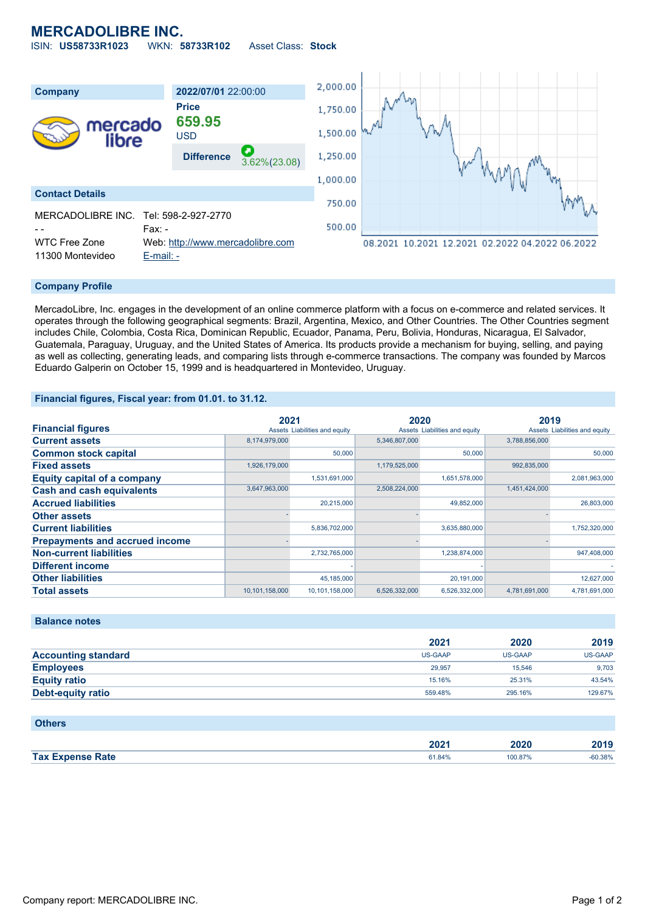# MERCADOLIBRE INC.

ISIN: **US58733R1023** WKN: **58733R102** Asset Class: **Stock**

| Company | 2022/07/01 22:00:00 |
|---|---|
| | **Price** |
| | **659.95** |
| | USD |
| | **Difference** 3.62%(23.08) |

**Contact Details**

MERCADOLIBRE INC.
- -
WTC Free Zone
11300 Montevideo

Tel: 598-2-927-2770
Fax: -
Web: http://www.mercadolibre.com
E-mail: -

## Company Profile

MercadoLibre, Inc. engages in the development of an online commerce platform with a focus on e-commerce and related services. It operates through the following geographical segments: Brazil, Argentina, Mexico, and Other Countries. The Other Countries segment includes Chile, Colombia, Costa Rica, Dominican Republic, Ecuador, Panama, Peru, Bolivia, Honduras, Nicaragua, El Salvador, Guatemala, Paraguay, Uruguay, and the United States of America. Its products provide a mechanism for buying, selling, and paying as well as collecting, generating leads, and comparing lists through e-commerce transactions. The company was founded by Marcos Eduardo Galperin on October 15, 1999 and is headquartered in Montevideo, Uruguay.

## Financial figures, Fiscal year: from 01.01. to 31.12.

| Financial figures | 2021 Assets | 2021 Liabilities and equity | 2020 Assets | 2020 Liabilities and equity | 2019 Assets | 2019 Liabilities and equity |
|---|---|---|---|---|---|---|
| **Current assets** | 8,174,979,000 | | 5,346,807,000 | | 3,788,856,000 | |
| **Common stock capital** | | 50,000 | | 50,000 | | 50,000 |
| **Fixed assets** | 1,926,179,000 | | 1,179,525,000 | | 992,835,000 | |
| **Equity capital of a company** | | 1,531,691,000 | | 1,651,578,000 | | 2,081,963,000 |
| **Cash and cash equivalents** | 3,647,963,000 | | 2,508,224,000 | | 1,451,424,000 | |
| **Accrued liabilities** | | 20,215,000 | | 49,852,000 | | 26,803,000 |
| **Other assets** | - | | - | | - | |
| **Current liabilities** | | 5,836,702,000 | | 3,635,880,000 | | 1,752,320,000 |
| **Prepayments and accrued income** | - | | - | | - | |
| **Non-current liabilities** | | 2,732,765,000 | | 1,238,874,000 | | 947,408,000 |
| **Different income** | | - | | - | | - |
| **Other liabilities** | | 45,185,000 | | 20,191,000 | | 12,627,000 |
| **Total assets** | 10,101,158,000 | 10,101,158,000 | 6,526,332,000 | 6,526,332,000 | 4,781,691,000 | 4,781,691,000 |

## Balance notes

| | 2021 | 2020 | 2019 |
|---|---|---|---|
| **Accounting standard** | US-GAAP | US-GAAP | US-GAAP |
| **Employees** | 29,957 | 15,546 | 9,703 |
| **Equity ratio** | 15.16% | 25.31% | 43.54% |
| **Debt-equity ratio** | 559.48% | 295.16% | 129.67% |

## Others

| | 2021 | 2020 | 2019 |
|---|---|---|---|
| **Tax Expense Rate** | 61.84% | 100.87% | -60.38% |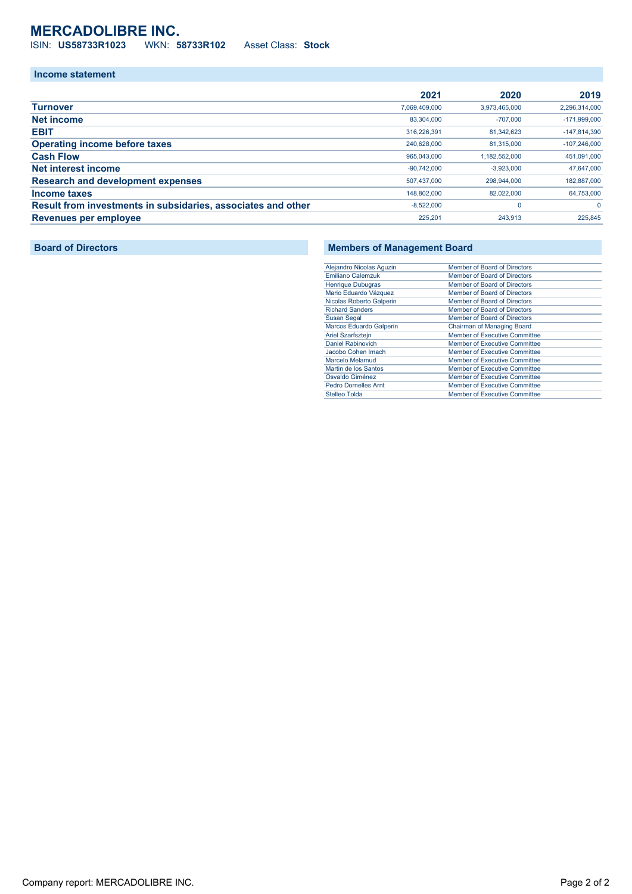# MERCADOLIBRE INC.

ISIN: **US58733R1023** WKN: **58733R102** Asset Class: **Stock**

## Income statement

| | 2021 | 2020 | 2019 |
|---|---|---|---|
| **Turnover** | 7,069,409,000 | 3,973,465,000 | 2,296,314,000 |
| **Net income** | 83,304,000 | -707,000 | -171,999,000 |
| **EBIT** | 316,226,391 | 81,342,623 | -147,814,390 |
| **Operating income before taxes** | 240,628,000 | 81,315,000 | -107,246,000 |
| **Cash Flow** | 965,043,000 | 1,182,552,000 | 451,091,000 |
| **Net interest income** | -90,742,000 | -3,923,000 | 47,647,000 |
| **Research and development expenses** | 507,437,000 | 298,944,000 | 182,887,000 |
| **Income taxes** | 148,802,000 | 82,022,000 | 64,753,000 |
| **Result from investments in subsidaries, associates and other** | -8,522,000 | 0 | 0 |
| **Revenues per employee** | 225,201 | 243,913 | 225,845 |

## Board of Directors

## Members of Management Board

| | |
|---|---|
| Alejandro Nicolas Aguzin | Member of Board of Directors |
| Emiliano Calemzuk | Member of Board of Directors |
| Henrique Dubugras | Member of Board of Directors |
| Mario Eduardo Vázquez | Member of Board of Directors |
| Nicolas Roberto Galperin | Member of Board of Directors |
| Richard Sanders | Member of Board of Directors |
| Susan Segal | Member of Board of Directors |
| Marcos Eduardo Galperin | Chairman of Managing Board |
| Ariel Szarfsztejn | Member of Executive Committee |
| Daniel Rabinovich | Member of Executive Committee |
| Jacobo Cohen Imach | Member of Executive Committee |
| Marcelo Melamud | Member of Executive Committee |
| Martin de los Santos | Member of Executive Committee |
| Osvaldo Giménez | Member of Executive Committee |
| Pedro Dornelles Arnt | Member of Executive Committee |
| Stelleo Tolda | Member of Executive Committee |